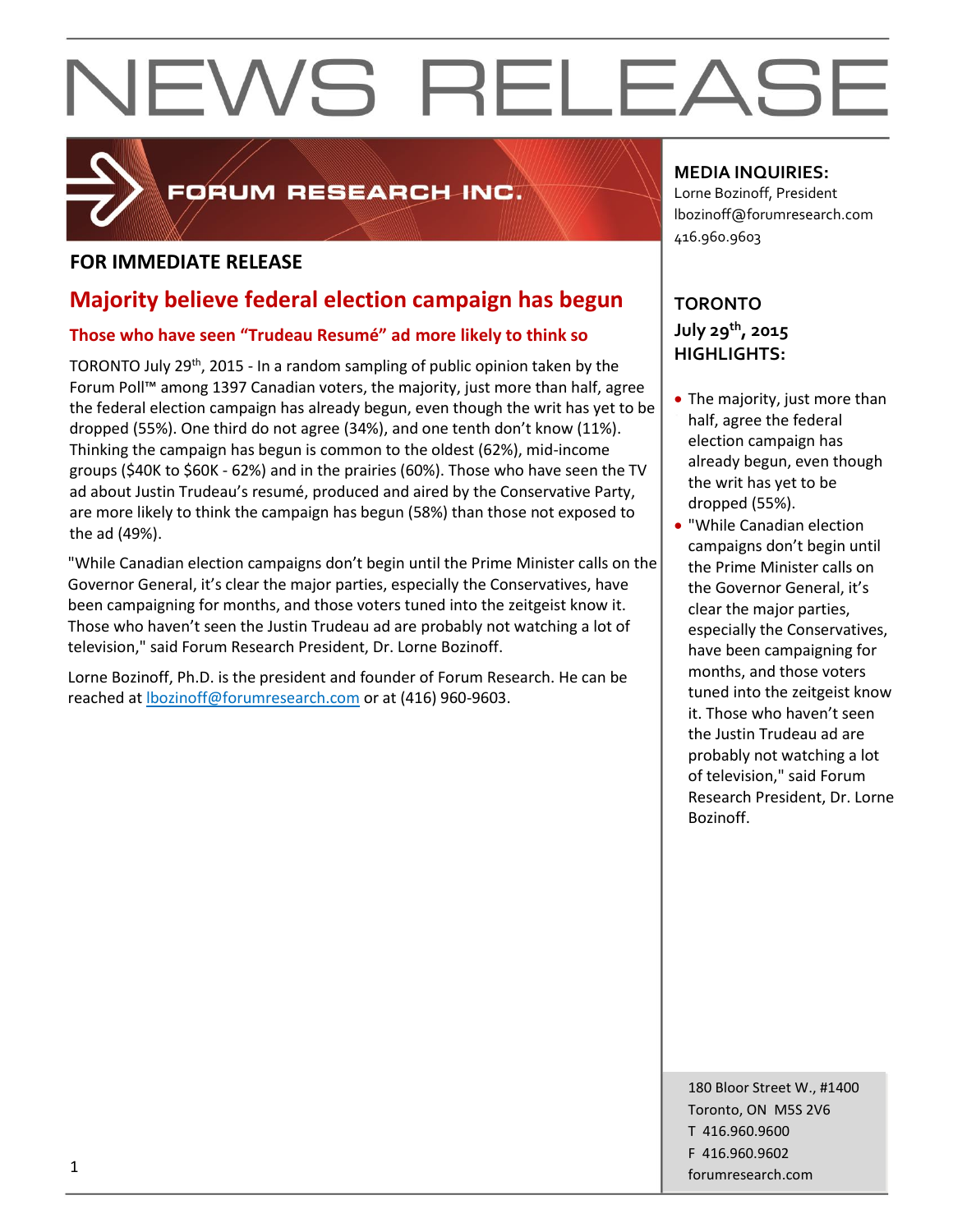# NEWS RELEASE

FORUM RESEARCH INC.

**FOR IMMEDIATE RELEASE**

## Majority believe federal election campaign has begun

### Those who have seen "Trudeau Resumé" ad more likely to think so

TORONTO July 29th, 2015 - In a random sampling of public opinion taken by the Forum Poll™ among 1397 Canadian voters, the majority, just more than half, agree the federal election campaign has already begun, even though the writ has yet to be dropped (55%). One third do not agree (34%), and one tenth don't know (11%). Thinking the campaign has begun is common to the oldest (62%), mid-income groups ($40K to $60K - 62%) and in the prairies (60%). Those who have seen the TV ad about Justin Trudeau's resumé, produced and aired by the Conservative Party, are more likely to think the campaign has begun (58%) than those not exposed to the ad (49%).

"While Canadian election campaigns don't begin until the Prime Minister calls on the Governor General, it's clear the major parties, especially the Conservatives, have been campaigning for months, and those voters tuned into the zeitgeist know it. Those who haven't seen the Justin Trudeau ad are probably not watching a lot of television," said Forum Research President, Dr. Lorne Bozinoff.

Lorne Bozinoff, Ph.D. is the president and founder of Forum Research. He can be reached at lbozinoff@forumresearch.com or at (416) 960-9603.

**MEDIA INQUIRIES:**
Lorne Bozinoff, President
lbozinoff@forumresearch.com
416.960.9603

**TORONTO**
**July 29th, 2015**
**HIGHLIGHTS:**

- The majority, just more than half, agree the federal election campaign has already begun, even though the writ has yet to be dropped (55%).
- "While Canadian election campaigns don't begin until the Prime Minister calls on the Governor General, it's clear the major parties, especially the Conservatives, have been campaigning for months, and those voters tuned into the zeitgeist know it. Those who haven't seen the Justin Trudeau ad are probably not watching a lot of television," said Forum Research President, Dr. Lorne Bozinoff.

180 Bloor Street W., #1400
Toronto, ON M5S 2V6
T 416.960.9600
F 416.960.9602
forumresearch.com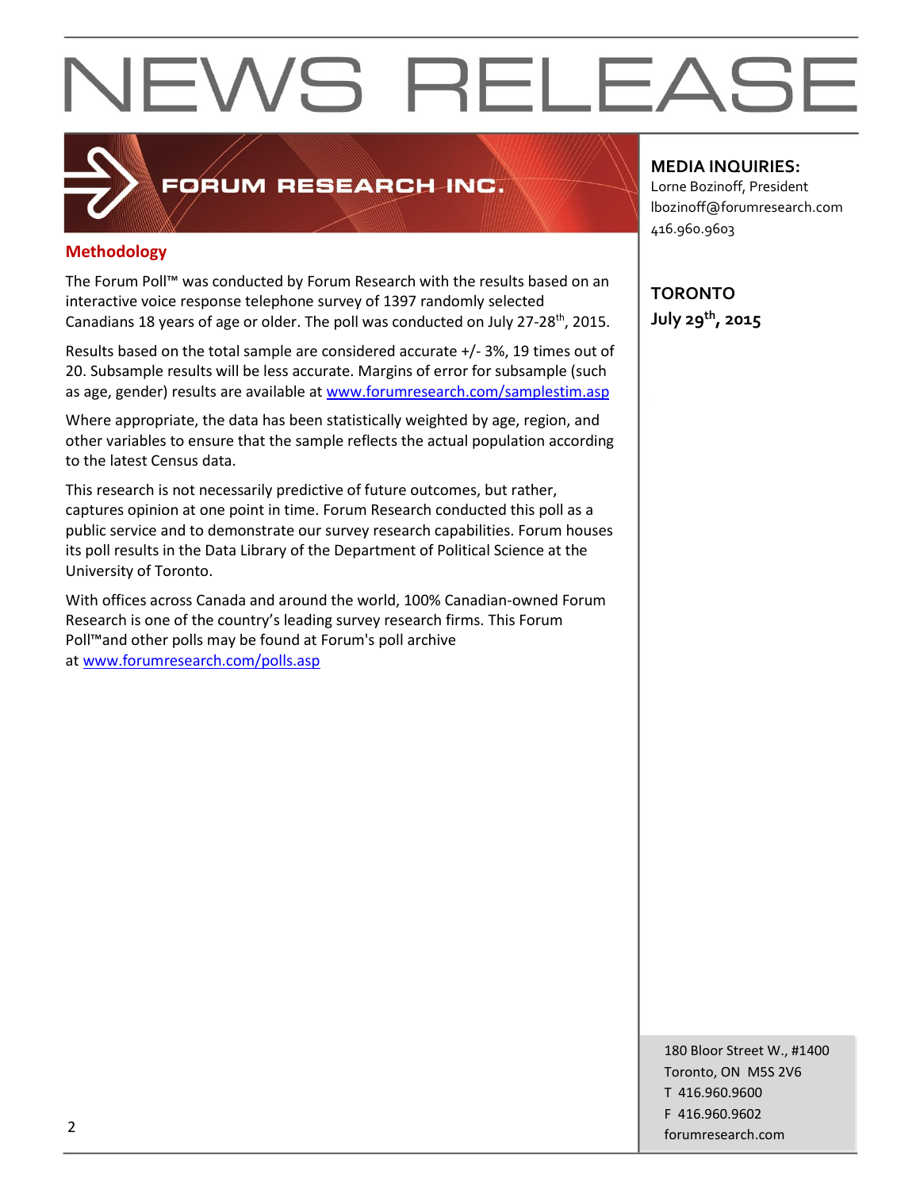# NEWS RELEASE

FORUM RESEARCH INC.

**MEDIA INQUIRIES:**
Lorne Bozinoff, President
lbozinoff@forumresearch.com
416.960.9603

**TORONTO**
**July 29th, 2015**

## Methodology

The Forum Poll™ was conducted by Forum Research with the results based on an interactive voice response telephone survey of 1397 randomly selected Canadians 18 years of age or older. The poll was conducted on July 27-28th, 2015.

Results based on the total sample are considered accurate +/- 3%, 19 times out of 20. Subsample results will be less accurate. Margins of error for subsample (such as age, gender) results are available at www.forumresearch.com/samplestim.asp

Where appropriate, the data has been statistically weighted by age, region, and other variables to ensure that the sample reflects the actual population according to the latest Census data.

This research is not necessarily predictive of future outcomes, but rather, captures opinion at one point in time. Forum Research conducted this poll as a public service and to demonstrate our survey research capabilities. Forum houses its poll results in the Data Library of the Department of Political Science at the University of Toronto.

With offices across Canada and around the world, 100% Canadian-owned Forum Research is one of the country's leading survey research firms. This Forum Poll™and other polls may be found at Forum's poll archive at www.forumresearch.com/polls.asp

180 Bloor Street W., #1400
Toronto, ON M5S 2V6
T 416.960.9600
F 416.960.9602
forumresearch.com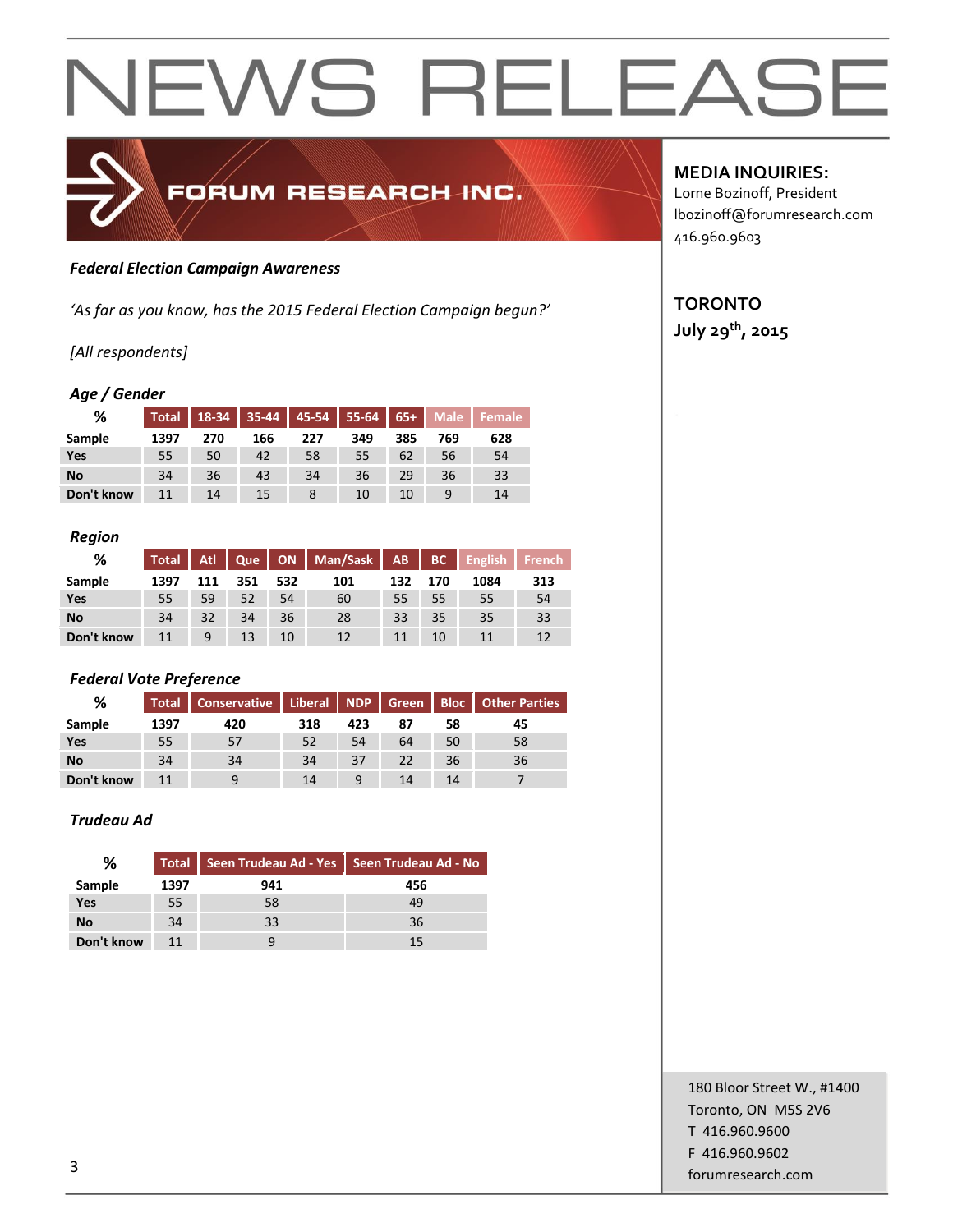# NEWS RELEASE

FORUM RESEARCH INC.

**MEDIA INQUIRIES:**
Lorne Bozinoff, President
lbozinoff@forumresearch.com
416.960.9603

**TORONTO**
**July 29th, 2015**

***Federal Election Campaign Awareness***

*'As far as you know, has the 2015 Federal Election Campaign begun?'*

*[All respondents]*

***Age / Gender***

| % | Total | 18-34 | 35-44 | 45-54 | 55-64 | 65+ | Male | Female |
|---|---|---|---|---|---|---|---|---|
| **Sample** | **1397** | **270** | **166** | **227** | **349** | **385** | **769** | **628** |
| **Yes** | 55 | 50 | 42 | 58 | 55 | 62 | 56 | 54 |
| **No** | 34 | 36 | 43 | 34 | 36 | 29 | 36 | 33 |
| **Don't know** | 11 | 14 | 15 | 8 | 10 | 10 | 9 | 14 |

***Region***

| % | Total | Atl | Que | ON | Man/Sask | AB | BC | English | French |
|---|---|---|---|---|---|---|---|---|---|
| **Sample** | **1397** | **111** | **351** | **532** | **101** | **132** | **170** | **1084** | **313** |
| **Yes** | 55 | 59 | 52 | 54 | 60 | 55 | 55 | 55 | 54 |
| **No** | 34 | 32 | 34 | 36 | 28 | 33 | 35 | 35 | 33 |
| **Don't know** | 11 | 9 | 13 | 10 | 12 | 11 | 10 | 11 | 12 |

***Federal Vote Preference***

| % | Total | Conservative | Liberal | NDP | Green | Bloc | Other Parties |
|---|---|---|---|---|---|---|---|
| **Sample** | **1397** | **420** | **318** | **423** | **87** | **58** | **45** |
| **Yes** | 55 | 57 | 52 | 54 | 64 | 50 | 58 |
| **No** | 34 | 34 | 34 | 37 | 22 | 36 | 36 |
| **Don't know** | 11 | 9 | 14 | 9 | 14 | 14 | 7 |

***Trudeau Ad***

| % | Total | Seen Trudeau Ad - Yes | Seen Trudeau Ad - No |
|---|---|---|---|
| **Sample** | **1397** | **941** | **456** |
| **Yes** | 55 | 58 | 49 |
| **No** | 34 | 33 | 36 |
| **Don't know** | 11 | 9 | 15 |

180 Bloor Street W., #1400
Toronto, ON M5S 2V6
T 416.960.9600
F 416.960.9602
forumresearch.com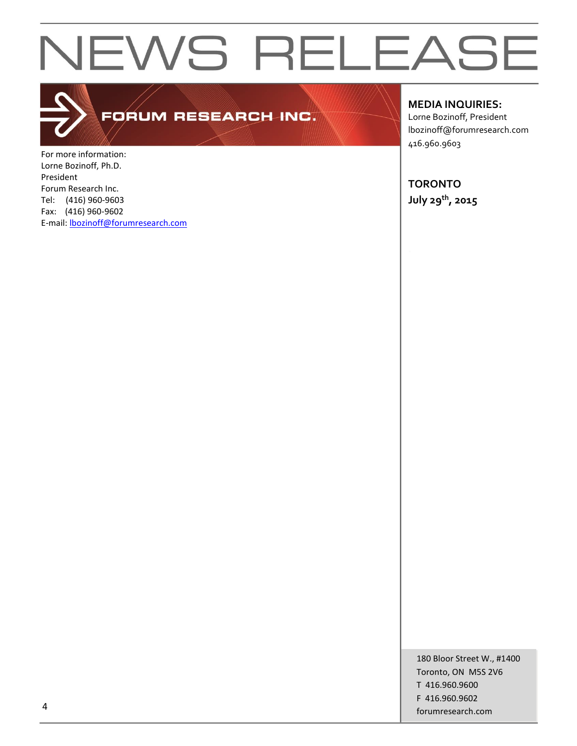# NEWS RELEASE

**FORUM RESEARCH INC.**

For more information:
Lorne Bozinoff, Ph.D.
President
Forum Research Inc.
Tel: (416) 960-9603
Fax: (416) 960-9602
E-mail: lbozinoff@forumresearch.com

**MEDIA INQUIRIES:**
Lorne Bozinoff, President
lbozinoff@forumresearch.com
416.960.9603

**TORONTO**
**July 29th, 2015**

180 Bloor Street W., #1400
Toronto, ON M5S 2V6
T 416.960.9600
F 416.960.9602
forumresearch.com